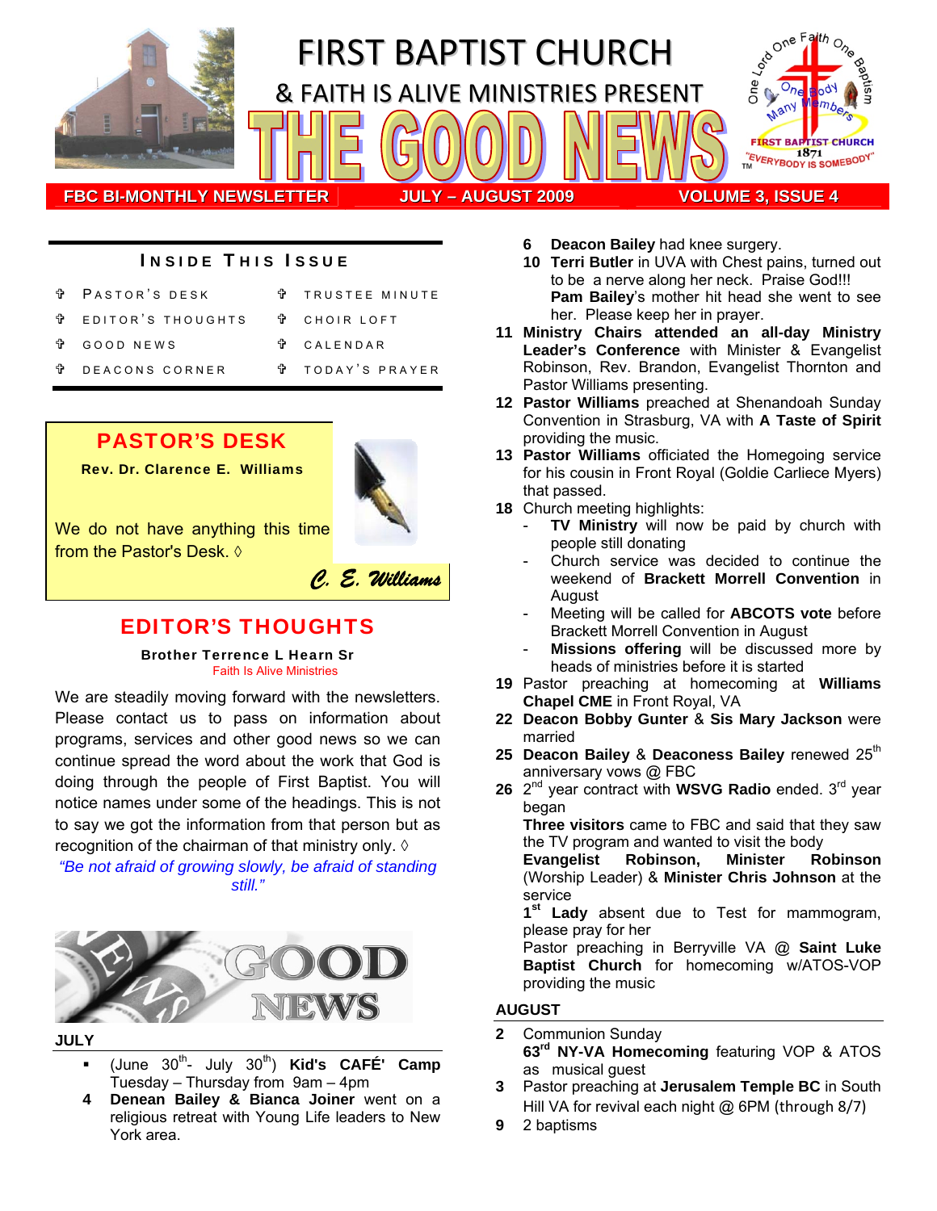# FIRST BAPTIST CHURCH

## & FAITH IS ALIVE MINISTRIES PRESENT

# THE GOOD NEWS

One Lord One Faith One Baptism — One Body Many Members — FIRST BAPTIST CHURCH 1871 — "EVERYBODY IS SOMEBODY"

**FBC BI-MONTHLY NEWSLETTER** | **JULY – AUGUST 2009** | **VOLUME 3, ISSUE 4**

### INSIDE THIS ISSUE

- PASTOR'S DESK
- EDITOR'S THOUGHTS
- GOOD NEWS
- DEACONS CORNER
- TRUSTEE MINUTE
- CHOIR LOFT
- CALENDAR
- TODAY'S PRAYER

## PASTOR'S DESK

**Rev. Dr. Clarence E. Williams**

We do not have anything this time from the Pastor's Desk. ◊

*C. E. Williams*

## EDITOR'S THOUGHTS

**Brother Terrence L Hearn Sr**
Faith Is Alive Ministries

We are steadily moving forward with the newsletters. Please contact us to pass on information about programs, services and other good news so we can continue spread the word about the work that God is doing through the people of First Baptist. You will notice names under some of the headings. This is not to say we got the information from that person but as recognition of the chairman of that ministry only. ◊

*"Be not afraid of growing slowly, be afraid of standing still."*

## GOOD NEWS

### JULY

- (June 30th- July 30th) **Kid's CAFÉ' Camp** Tuesday – Thursday from 9am – 4pm

**4** **Denean Bailey & Bianca Joiner** went on a religious retreat with Young Life leaders to New York area.

**6** **Deacon Bailey** had knee surgery.

**10** **Terri Butler** in UVA with Chest pains, turned out to be a nerve along her neck. Praise God!!! **Pam Bailey**'s mother hit head she went to see her. Please keep her in prayer.

**11** **Ministry Chairs attended an all-day Ministry Leader's Conference** with Minister & Evangelist Robinson, Rev. Brandon, Evangelist Thornton and Pastor Williams presenting.

**12** **Pastor Williams** preached at Shenandoah Sunday Convention in Strasburg, VA with **A Taste of Spirit** providing the music.

**13** **Pastor Williams** officiated the Homegoing service for his cousin in Front Royal (Goldie Carliece Myers) that passed.

**18** Church meeting highlights:
- **TV Ministry** will now be paid by church with people still donating
- Church service was decided to continue the weekend of **Brackett Morrell Convention** in August
- Meeting will be called for **ABCOTS vote** before Brackett Morrell Convention in August
- **Missions offering** will be discussed more by heads of ministries before it is started

**19** Pastor preaching at homecoming at **Williams Chapel CME** in Front Royal, VA

**22** **Deacon Bobby Gunter** & **Sis Mary Jackson** were married

**25** **Deacon Bailey** & **Deaconess Bailey** renewed 25th anniversary vows @ FBC

**26** 2nd year contract with **WSVG Radio** ended. 3rd year began
**Three visitors** came to FBC and said that they saw the TV program and wanted to visit the body
**Evangelist Robinson, Minister Robinson** (Worship Leader) & **Minister Chris Johnson** at the service
**1st Lady** absent due to Test for mammogram, please pray for her
Pastor preaching in Berryville VA @ **Saint Luke Baptist Church** for homecoming w/ATOS-VOP providing the music

### AUGUST

**2** Communion Sunday
**63rd NY-VA Homecoming** featuring VOP & ATOS as musical guest

**3** Pastor preaching at **Jerusalem Temple BC** in South Hill VA for revival each night @ 6PM (through 8/7)

**9** 2 baptisms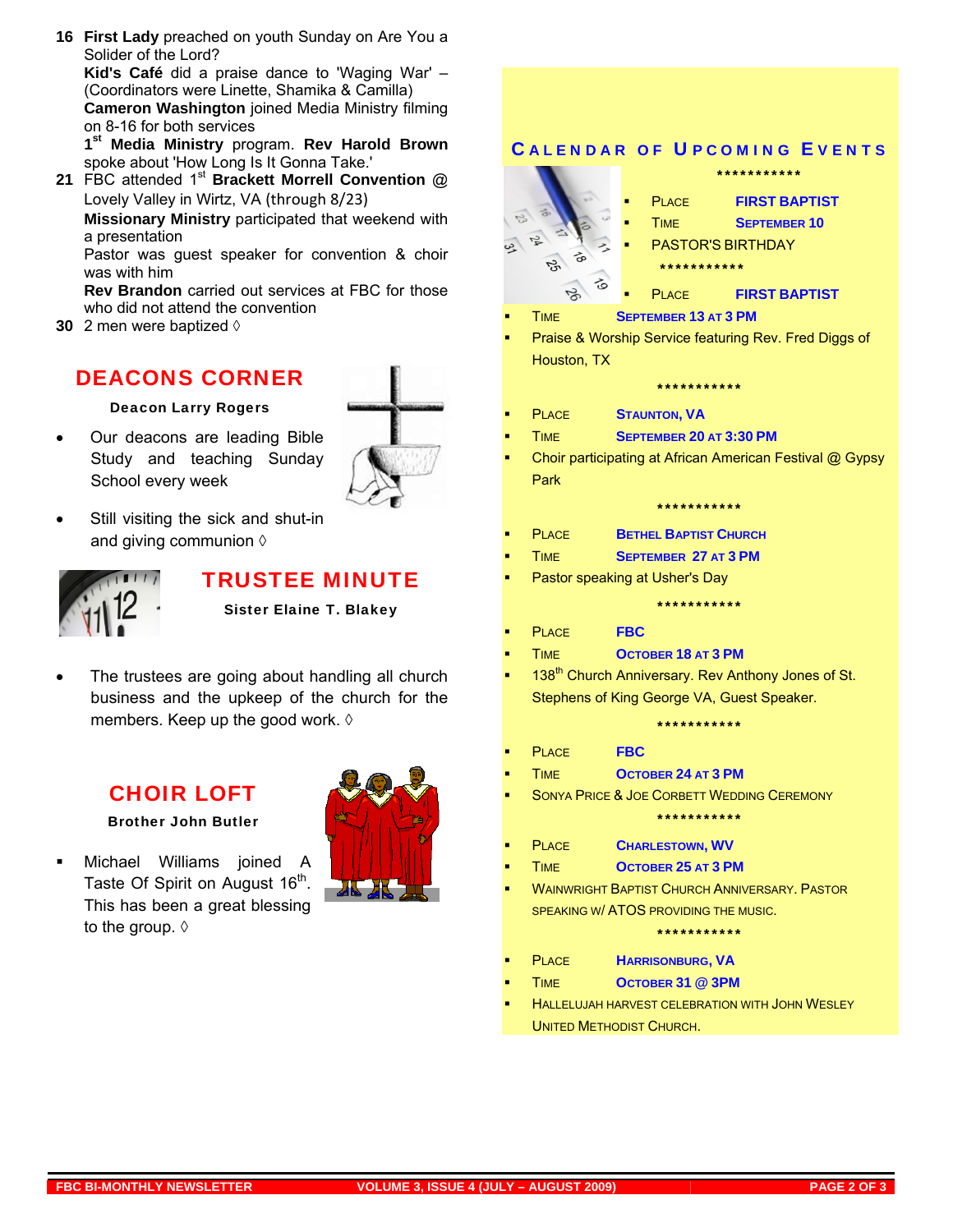**16** **First Lady** preached on youth Sunday on Are You a Solider of the Lord?

**Kid's Café** did a praise dance to 'Waging War' – (Coordinators were Linette, Shamika & Camilla)

**Cameron Washington** joined Media Ministry filming on 8-16 for both services

1st **Media Ministry** program. **Rev Harold Brown** spoke about 'How Long Is It Gonna Take.'

**21** FBC attended 1st **Brackett Morrell Convention @** Lovely Valley in Wirtz, VA (through 8/23)

**Missionary Ministry** participated that weekend with a presentation

Pastor was guest speaker for convention & choir was with him

**Rev Brandon** carried out services at FBC for those who did not attend the convention

**30** 2 men were baptized ◊

## DEACONS CORNER

**Deacon Larry Rogers**

- Our deacons are leading Bible Study and teaching Sunday School every week
- Still visiting the sick and shut-in and giving communion ◊

## TRUSTEE MINUTE

**Sister Elaine T. Blakey**

- The trustees are going about handling all church business and the upkeep of the church for the members. Keep up the good work. ◊

## CHOIR LOFT

**Brother John Butler**

- Michael Williams joined A Taste Of Spirit on August 16th. This has been a great blessing to the group. ◊

## CALENDAR OF UPCOMING EVENTS

***********

- PLACE **FIRST BAPTIST**
- TIME **SEPTEMBER 10**
- PASTOR'S BIRTHDAY

***********

- PLACE **FIRST BAPTIST**
- TIME **SEPTEMBER 13 AT 3 PM**
- Praise & Worship Service featuring Rev. Fred Diggs of Houston, TX

***********

- PLACE **STAUNTON, VA**
- TIME **SEPTEMBER 20 AT 3:30 PM**
- Choir participating at African American Festival @ Gypsy Park

***********

- PLACE **BETHEL BAPTIST CHURCH**
- TIME **SEPTEMBER 27 AT 3 PM**
- Pastor speaking at Usher's Day

***********

- PLACE **FBC**
- TIME **OCTOBER 18 AT 3 PM**
- 138th Church Anniversary. Rev Anthony Jones of St. Stephens of King George VA, Guest Speaker.

***********

- PLACE **FBC**
- TIME **OCTOBER 24 AT 3 PM**
- SONYA PRICE & JOE CORBETT WEDDING CEREMONY

***********

- PLACE **CHARLESTOWN, WV**
- TIME **OCTOBER 25 AT 3 PM**
- WAINWRIGHT BAPTIST CHURCH ANNIVERSARY. PASTOR SPEAKING W/ ATOS PROVIDING THE MUSIC.

***********

- PLACE **HARRISONBURG, VA**
- TIME **OCTOBER 31 @ 3PM**
- HALLELUJAH HARVEST CELEBRATION WITH JOHN WESLEY UNITED METHODIST CHURCH.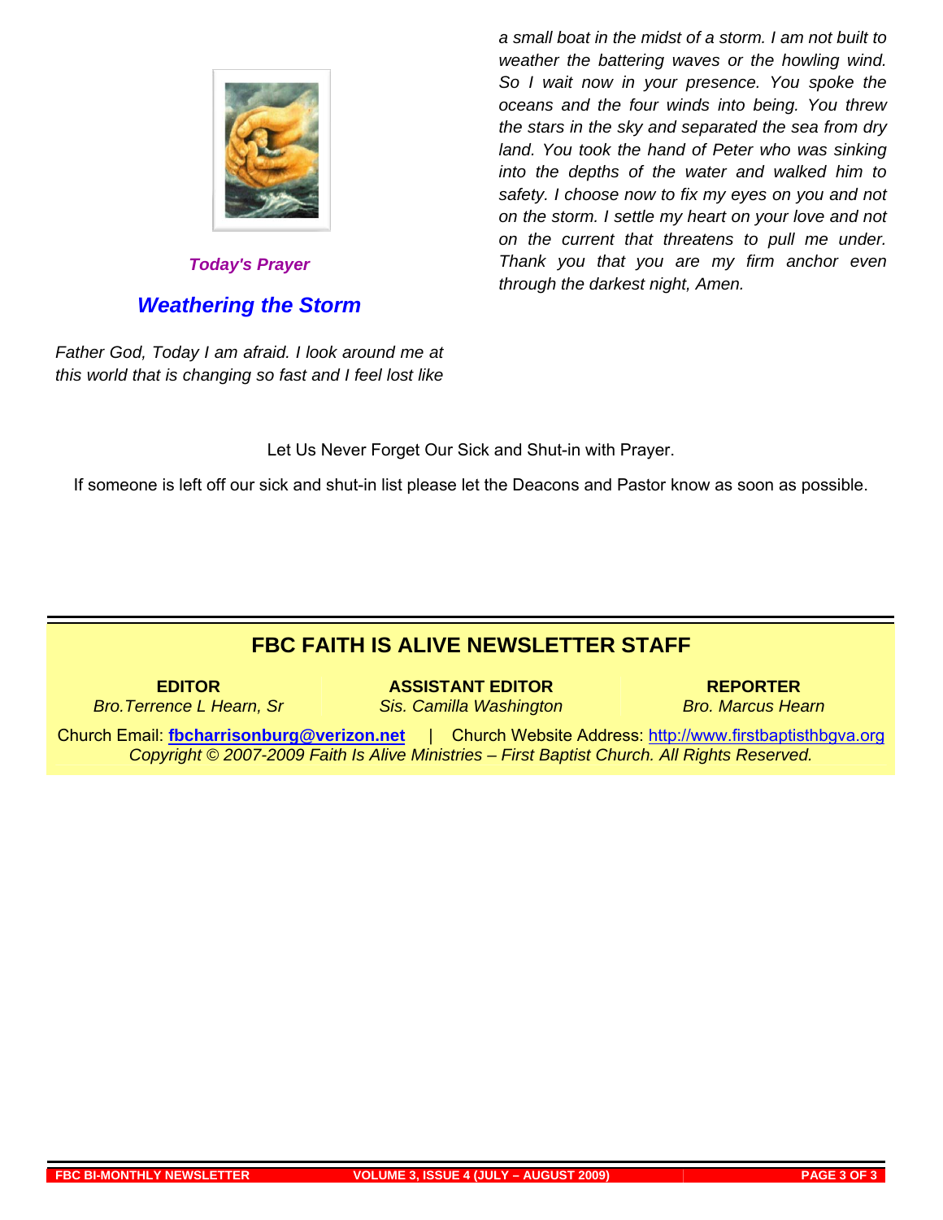*Today's Prayer*

## *Weathering the Storm*

*Father God, Today I am afraid. I look around me at this world that is changing so fast and I feel lost like a small boat in the midst of a storm. I am not built to weather the battering waves or the howling wind. So I wait now in your presence. You spoke the oceans and the four winds into being. You threw the stars in the sky and separated the sea from dry land. You took the hand of Peter who was sinking into the depths of the water and walked him to safety. I choose now to fix my eyes on you and not on the storm. I settle my heart on your love and not on the current that threatens to pull me under. Thank you that you are my firm anchor even through the darkest night, Amen.*

Let Us Never Forget Our Sick and Shut-in with Prayer.

If someone is left off our sick and shut-in list please let the Deacons and Pastor know as soon as possible.

## FBC FAITH IS ALIVE NEWSLETTER STAFF

| EDITOR | ASSISTANT EDITOR | REPORTER |
|---|---|---|
| *Bro.Terrence L Hearn, Sr* | *Sis. Camilla Washington* | *Bro. Marcus Hearn* |

Church Email: **fbcharrisonburg@verizon.net** | Church Website Address: http://www.firstbaptisthbgva.org

*Copyright © 2007-2009 Faith Is Alive Ministries – First Baptist Church. All Rights Reserved.*